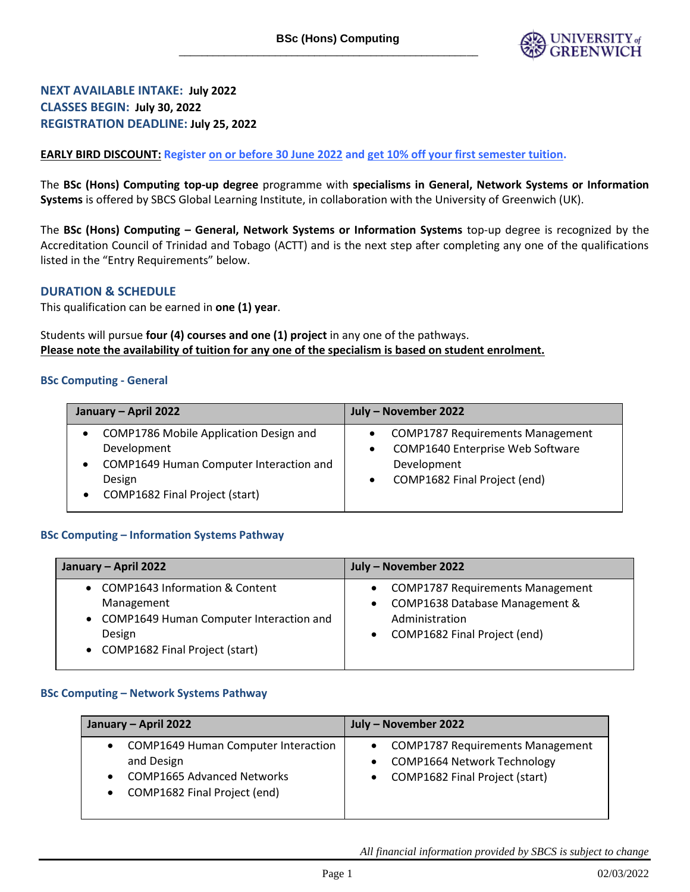# BSc (Hons) Computing

**NEXT AVAILABLE INTAKE: July 2022**
**CLASSES BEGIN: July 30, 2022**
**REGISTRATION DEADLINE: July 25, 2022**

**EARLY BIRD DISCOUNT:** **Register on or before 30 June 2022 and get 10% off your first semester tuition.**

The **BSc (Hons) Computing top-up degree** programme with **specialisms in General, Network Systems or Information Systems** is offered by SBCS Global Learning Institute, in collaboration with the University of Greenwich (UK).

The **BSc (Hons) Computing – General, Network Systems or Information Systems** top-up degree is recognized by the Accreditation Council of Trinidad and Tobago (ACTT) and is the next step after completing any one of the qualifications listed in the "Entry Requirements" below.

## DURATION & SCHEDULE

This qualification can be earned in **one (1) year**.

Students will pursue **four (4) courses and one (1) project** in any one of the pathways.
**Please note the availability of tuition for any one of the specialism is based on student enrolment.**

### BSc Computing - General

| January – April 2022 | July – November 2022 |
|---|---|
| • COMP1786 Mobile Application Design and Development<br>• COMP1649 Human Computer Interaction and Design<br>• COMP1682 Final Project (start) | • COMP1787 Requirements Management<br>• COMP1640 Enterprise Web Software Development<br>• COMP1682 Final Project (end) |

### BSc Computing – Information Systems Pathway

| January – April 2022 | July – November 2022 |
|---|---|
| • COMP1643 Information & Content Management<br>• COMP1649 Human Computer Interaction and Design<br>• COMP1682 Final Project (start) | • COMP1787 Requirements Management<br>• COMP1638 Database Management & Administration<br>• COMP1682 Final Project (end) |

### BSc Computing – Network Systems Pathway

| January – April 2022 | July – November 2022 |
|---|---|
| • COMP1649 Human Computer Interaction and Design<br>• COMP1665 Advanced Networks<br>• COMP1682 Final Project (end) | • COMP1787 Requirements Management<br>• COMP1664 Network Technology<br>• COMP1682 Final Project (start) |

*All financial information provided by SBCS is subject to change*

02/03/2022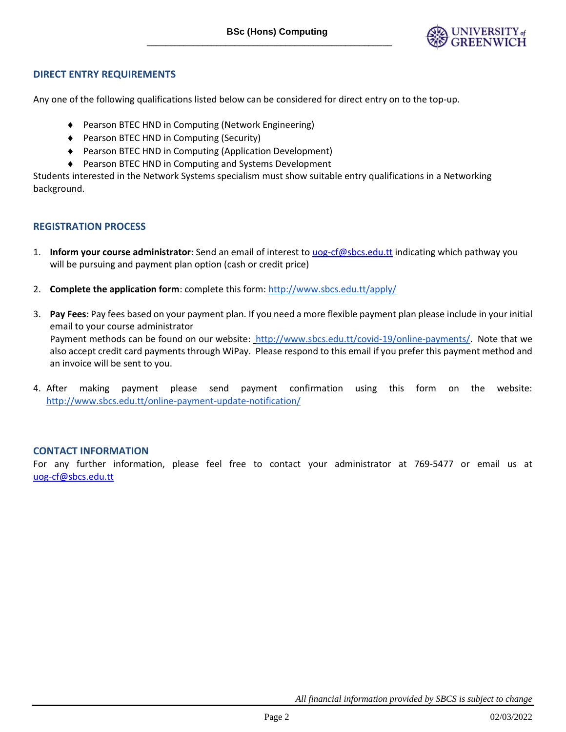## DIRECT ENTRY REQUIREMENTS

Any one of the following qualifications listed below can be considered for direct entry on to the top-up.

- Pearson BTEC HND in Computing (Network Engineering)
- Pearson BTEC HND in Computing (Security)
- Pearson BTEC HND in Computing (Application Development)
- Pearson BTEC HND in Computing and Systems Development

Students interested in the Network Systems specialism must show suitable entry qualifications in a Networking background.

## REGISTRATION PROCESS

1. **Inform your course administrator**: Send an email of interest to uog-cf@sbcs.edu.tt indicating which pathway you will be pursuing and payment plan option (cash or credit price)

2. **Complete the application form**: complete this form: http://www.sbcs.edu.tt/apply/

3. **Pay Fees**: Pay fees based on your payment plan. If you need a more flexible payment plan please include in your initial email to your course administrator
   Payment methods can be found on our website: http://www.sbcs.edu.tt/covid-19/online-payments/. Note that we also accept credit card payments through WiPay. Please respond to this email if you prefer this payment method and an invoice will be sent to you.

4. After making payment please send payment confirmation using this form on the website: http://www.sbcs.edu.tt/online-payment-update-notification/

## CONTACT INFORMATION

For any further information, please feel free to contact your administrator at 769-5477 or email us at uog-cf@sbcs.edu.tt

*All financial information provided by SBCS is subject to change*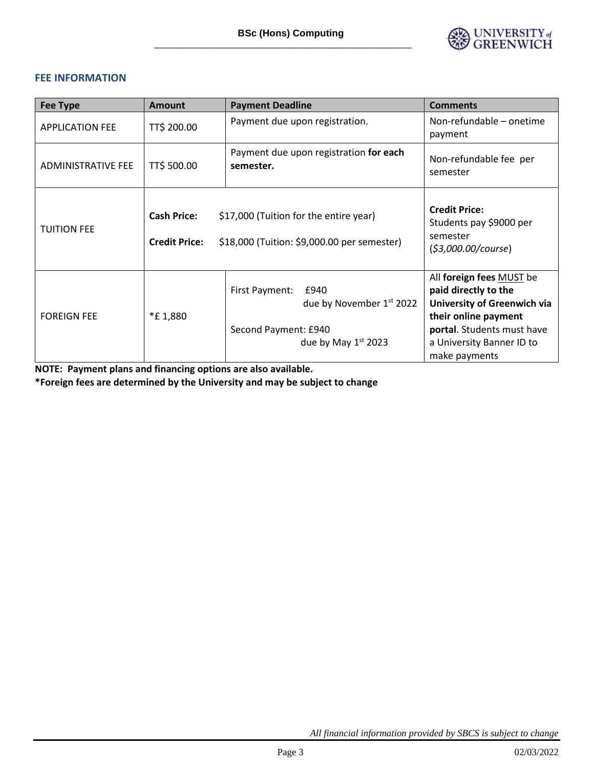## FEE INFORMATION

| Fee Type | Amount | Payment Deadline | Comments |
| --- | --- | --- | --- |
| APPLICATION FEE | TT$ 200.00 | Payment due upon registration. | Non-refundable – onetime payment |
| ADMINISTRATIVE FEE | TT$ 500.00 | Payment due upon registration **for each semester.** | Non-refundable fee per semester |
| TUITION FEE | **Cash Price:** $17,000 (Tuition for the entire year)<br><br>**Credit Price:** $18,000 (Tuition: $9,000.00 per semester) | | **Credit Price:** Students pay $9000 per semester (*$3,000.00/course*) |
| FOREIGN FEE | *£ 1,880 | First Payment: £940 due by November 1st 2022<br><br>Second Payment: £940 due by May 1st 2023 | All **foreign fees** MUST be **paid directly to the University of Greenwich via their online payment portal**. Students must have a University Banner ID to make payments |

**NOTE: Payment plans and financing options are also available.**

**\*Foreign fees are determined by the University and may be subject to change**

*All financial information provided by SBCS is subject to change*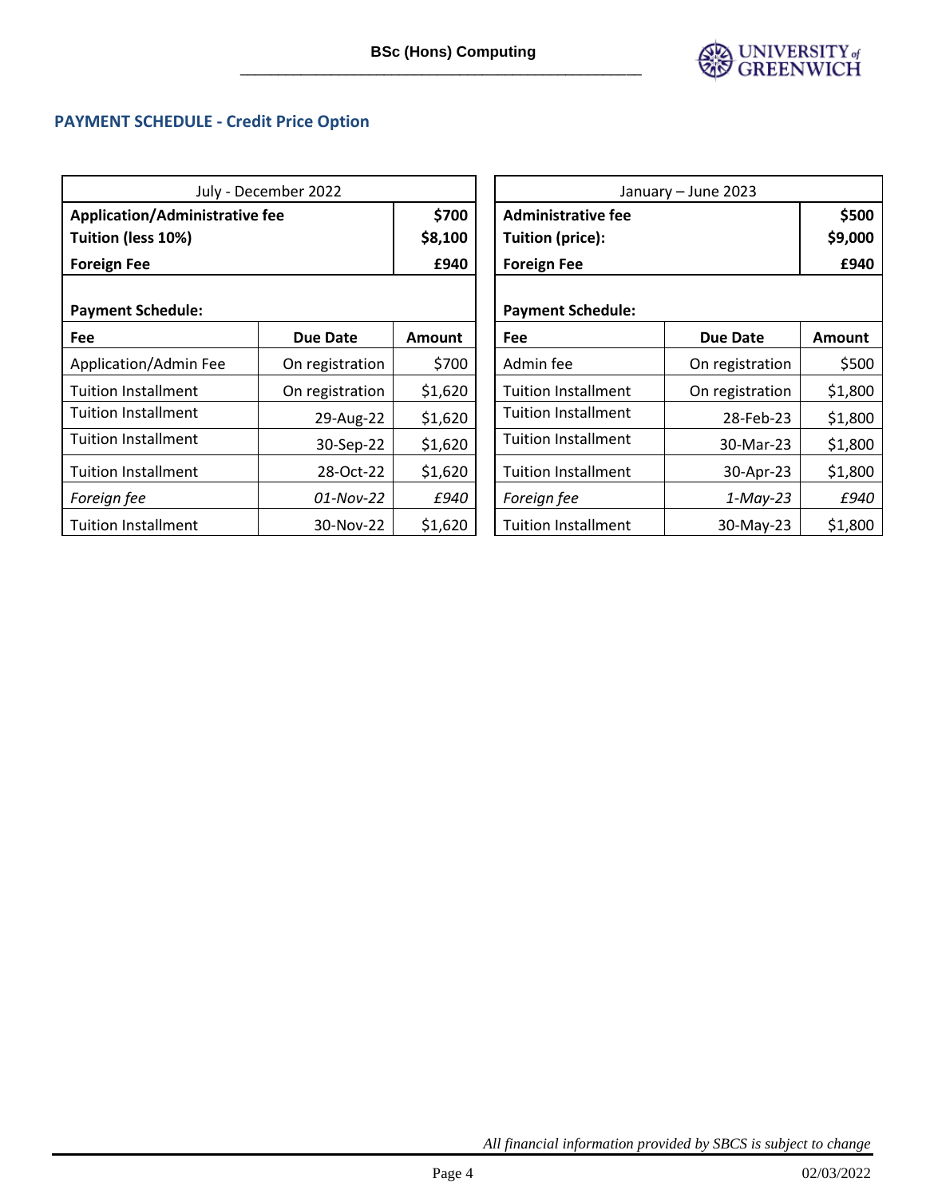## PAYMENT SCHEDULE - Credit Price Option

| July - December 2022 | | |
|---|---|---|
| **Application/Administrative fee** | | **$700** |
| **Tuition (less 10%)** | | **$8,100** |
| **Foreign Fee** | | **£940** |
| **Payment Schedule:** | | |
| **Fee** | **Due Date** | **Amount** |
| Application/Admin Fee | On registration | $700 |
| Tuition Installment | On registration | $1,620 |
| Tuition Installment | 29-Aug-22 | $1,620 |
| Tuition Installment | 30-Sep-22 | $1,620 |
| Tuition Installment | 28-Oct-22 | $1,620 |
| *Foreign fee* | *01-Nov-22* | *£940* |
| Tuition Installment | 30-Nov-22 | $1,620 |

| January – June 2023 | | |
|---|---|---|
| **Administrative fee** | | **$500** |
| **Tuition (price):** | | **$9,000** |
| **Foreign Fee** | | **£940** |
| **Payment Schedule:** | | |
| **Fee** | **Due Date** | **Amount** |
| Admin fee | On registration | $500 |
| Tuition Installment | On registration | $1,800 |
| Tuition Installment | 28-Feb-23 | $1,800 |
| Tuition Installment | 30-Mar-23 | $1,800 |
| Tuition Installment | 30-Apr-23 | $1,800 |
| *Foreign fee* | *1-May-23* | *£940* |
| Tuition Installment | 30-May-23 | $1,800 |

*All financial information provided by SBCS is subject to change*

02/03/2022